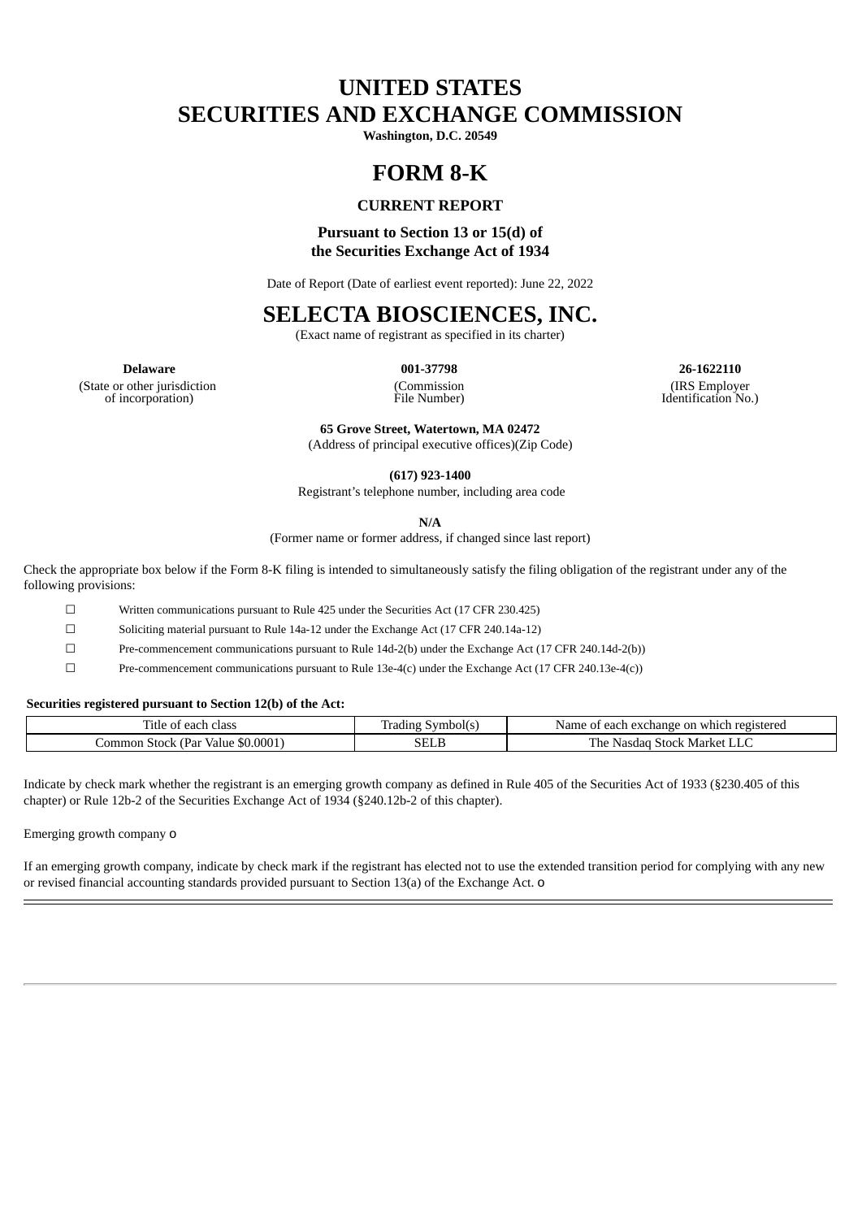# UNITED STATES
# SECURITIES AND EXCHANGE COMMISSION

**Washington, D.C. 20549**

# FORM 8-K

### CURRENT REPORT

**Pursuant to Section 13 or 15(d) of the Securities Exchange Act of 1934**

Date of Report (Date of earliest event reported): June 22, 2022

# SELECTA BIOSCIENCES, INC.

(Exact name of registrant as specified in its charter)

| **Delaware** | **001-37798** | **26-1622110** |
|---|---|---|
| (State or other jurisdiction of incorporation) | (Commission File Number) | (IRS Employer Identification No.) |

**65 Grove Street, Watertown, MA 02472**
(Address of principal executive offices)(Zip Code)

**(617) 923-1400**
Registrant's telephone number, including area code

**N/A**
(Former name or former address, if changed since last report)

Check the appropriate box below if the Form 8-K filing is intended to simultaneously satisfy the filing obligation of the registrant under any of the following provisions:

☐ Written communications pursuant to Rule 425 under the Securities Act (17 CFR 230.425)

☐ Soliciting material pursuant to Rule 14a-12 under the Exchange Act (17 CFR 240.14a-12)

☐ Pre-commencement communications pursuant to Rule 14d-2(b) under the Exchange Act (17 CFR 240.14d-2(b))

☐ Pre-commencement communications pursuant to Rule 13e-4(c) under the Exchange Act (17 CFR 240.13e-4(c))

**Securities registered pursuant to Section 12(b) of the Act:**

| Title of each class | Trading Symbol(s) | Name of each exchange on which registered |
|---|---|---|
| Common Stock (Par Value $0.0001) | SELB | The Nasdaq Stock Market LLC |

Indicate by check mark whether the registrant is an emerging growth company as defined in Rule 405 of the Securities Act of 1933 (§230.405 of this chapter) or Rule 12b-2 of the Securities Exchange Act of 1934 (§240.12b-2 of this chapter).

Emerging growth company o

If an emerging growth company, indicate by check mark if the registrant has elected not to use the extended transition period for complying with any new or revised financial accounting standards provided pursuant to Section 13(a) of the Exchange Act. o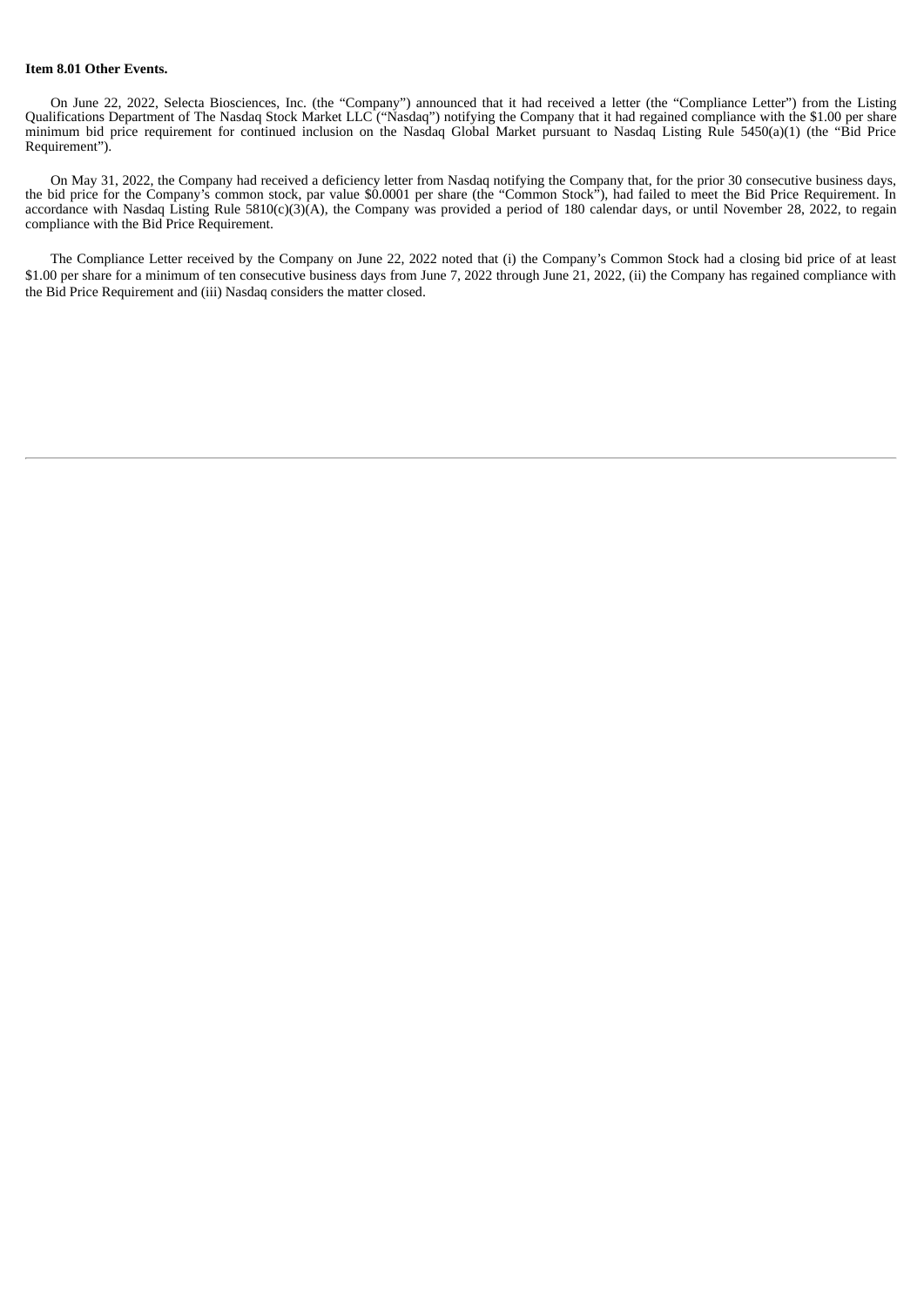**Item 8.01 Other Events.**

On June 22, 2022, Selecta Biosciences, Inc. (the "Company") announced that it had received a letter (the "Compliance Letter") from the Listing Qualifications Department of The Nasdaq Stock Market LLC ("Nasdaq") notifying the Company that it had regained compliance with the $1.00 per share minimum bid price requirement for continued inclusion on the Nasdaq Global Market pursuant to Nasdaq Listing Rule 5450(a)(1) (the "Bid Price Requirement").

On May 31, 2022, the Company had received a deficiency letter from Nasdaq notifying the Company that, for the prior 30 consecutive business days, the bid price for the Company's common stock, par value $0.0001 per share (the "Common Stock"), had failed to meet the Bid Price Requirement. In accordance with Nasdaq Listing Rule 5810(c)(3)(A), the Company was provided a period of 180 calendar days, or until November 28, 2022, to regain compliance with the Bid Price Requirement.

The Compliance Letter received by the Company on June 22, 2022 noted that (i) the Company's Common Stock had a closing bid price of at least $1.00 per share for a minimum of ten consecutive business days from June 7, 2022 through June 21, 2022, (ii) the Company has regained compliance with the Bid Price Requirement and (iii) Nasdaq considers the matter closed.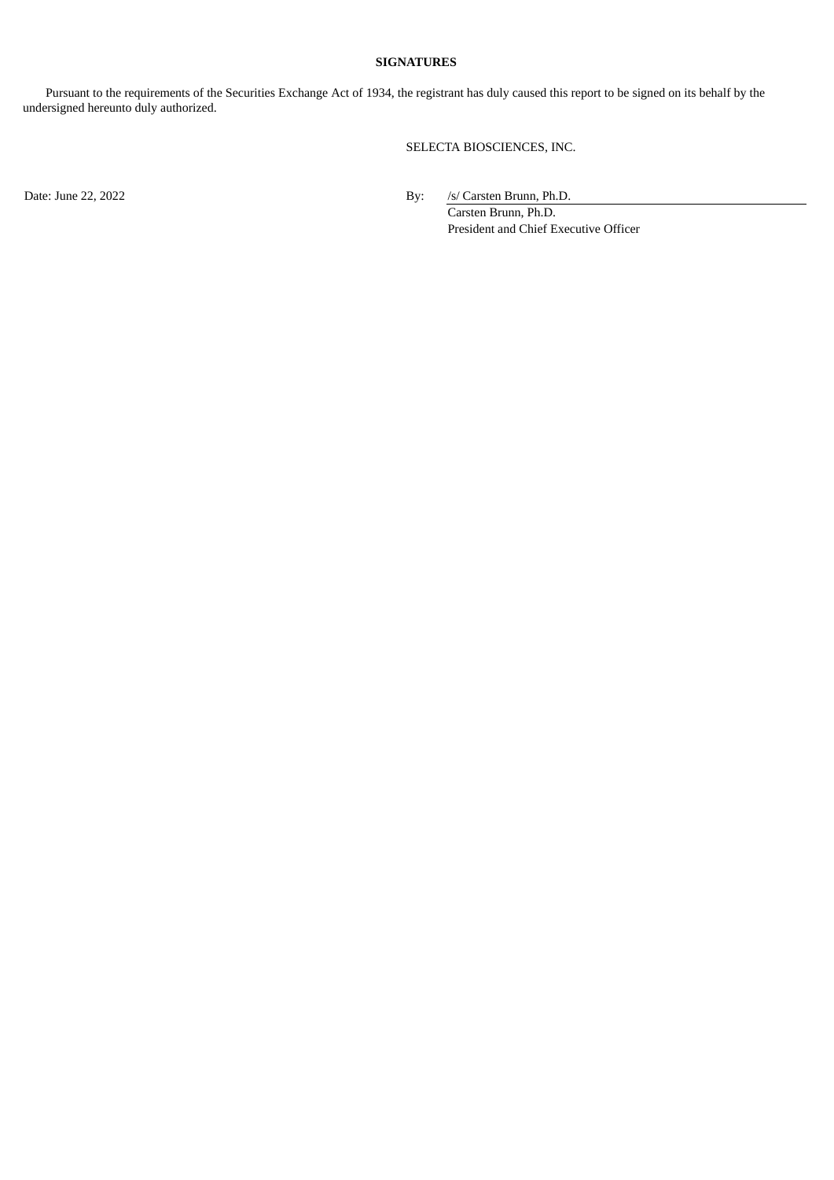**SIGNATURES**

Pursuant to the requirements of the Securities Exchange Act of 1934, the registrant has duly caused this report to be signed on its behalf by the undersigned hereunto duly authorized.

SELECTA BIOSCIENCES, INC.

Date: June 22, 2022

By: /s/ Carsten Brunn, Ph.D.
Carsten Brunn, Ph.D.
President and Chief Executive Officer